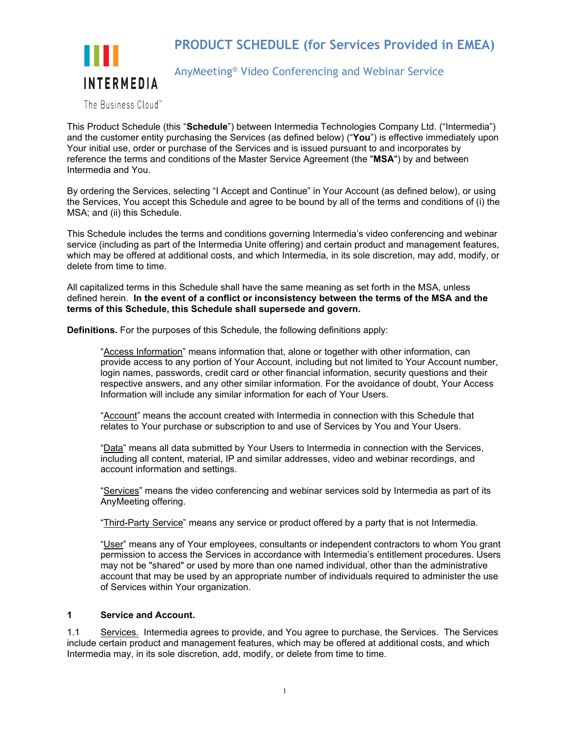INTERMEDIA

The Business Cloud™

# PRODUCT SCHEDULE (for Services Provided in EMEA)

## AnyMeeting® Video Conferencing and Webinar Service

This Product Schedule (this "**Schedule**") between Intermedia Technologies Company Ltd. ("Intermedia") and the customer entity purchasing the Services (as defined below) ("**You**") is effective immediately upon Your initial use, order or purchase of the Services and is issued pursuant to and incorporates by reference the terms and conditions of the Master Service Agreement (the "**MSA**") by and between Intermedia and You.

By ordering the Services, selecting "I Accept and Continue" in Your Account (as defined below), or using the Services, You accept this Schedule and agree to be bound by all of the terms and conditions of (i) the MSA; and (ii) this Schedule.

This Schedule includes the terms and conditions governing Intermedia's video conferencing and webinar service (including as part of the Intermedia Unite offering) and certain product and management features, which may be offered at additional costs, and which Intermedia, in its sole discretion, may add, modify, or delete from time to time.

All capitalized terms in this Schedule shall have the same meaning as set forth in the MSA, unless defined herein. **In the event of a conflict or inconsistency between the terms of the MSA and the terms of this Schedule, this Schedule shall supersede and govern.**

**Definitions.** For the purposes of this Schedule, the following definitions apply:

> "Access Information" means information that, alone or together with other information, can provide access to any portion of Your Account, including but not limited to Your Account number, login names, passwords, credit card or other financial information, security questions and their respective answers, and any other similar information. For the avoidance of doubt, Your Access Information will include any similar information for each of Your Users.
>
> "Account" means the account created with Intermedia in connection with this Schedule that relates to Your purchase or subscription to and use of Services by You and Your Users.
>
> "Data" means all data submitted by Your Users to Intermedia in connection with the Services, including all content, material, IP and similar addresses, video and webinar recordings, and account information and settings.
>
> "Services" means the video conferencing and webinar services sold by Intermedia as part of its AnyMeeting offering.
>
> "Third-Party Service" means any service or product offered by a party that is not Intermedia.
>
> "User" means any of Your employees, consultants or independent contractors to whom You grant permission to access the Services in accordance with Intermedia's entitlement procedures. Users may not be "shared" or used by more than one named individual, other than the administrative account that may be used by an appropriate number of individuals required to administer the use of Services within Your organization.

### 1 Service and Account.

1.1 Services. Intermedia agrees to provide, and You agree to purchase, the Services. The Services include certain product and management features, which may be offered at additional costs, and which Intermedia may, in its sole discretion, add, modify, or delete from time to time.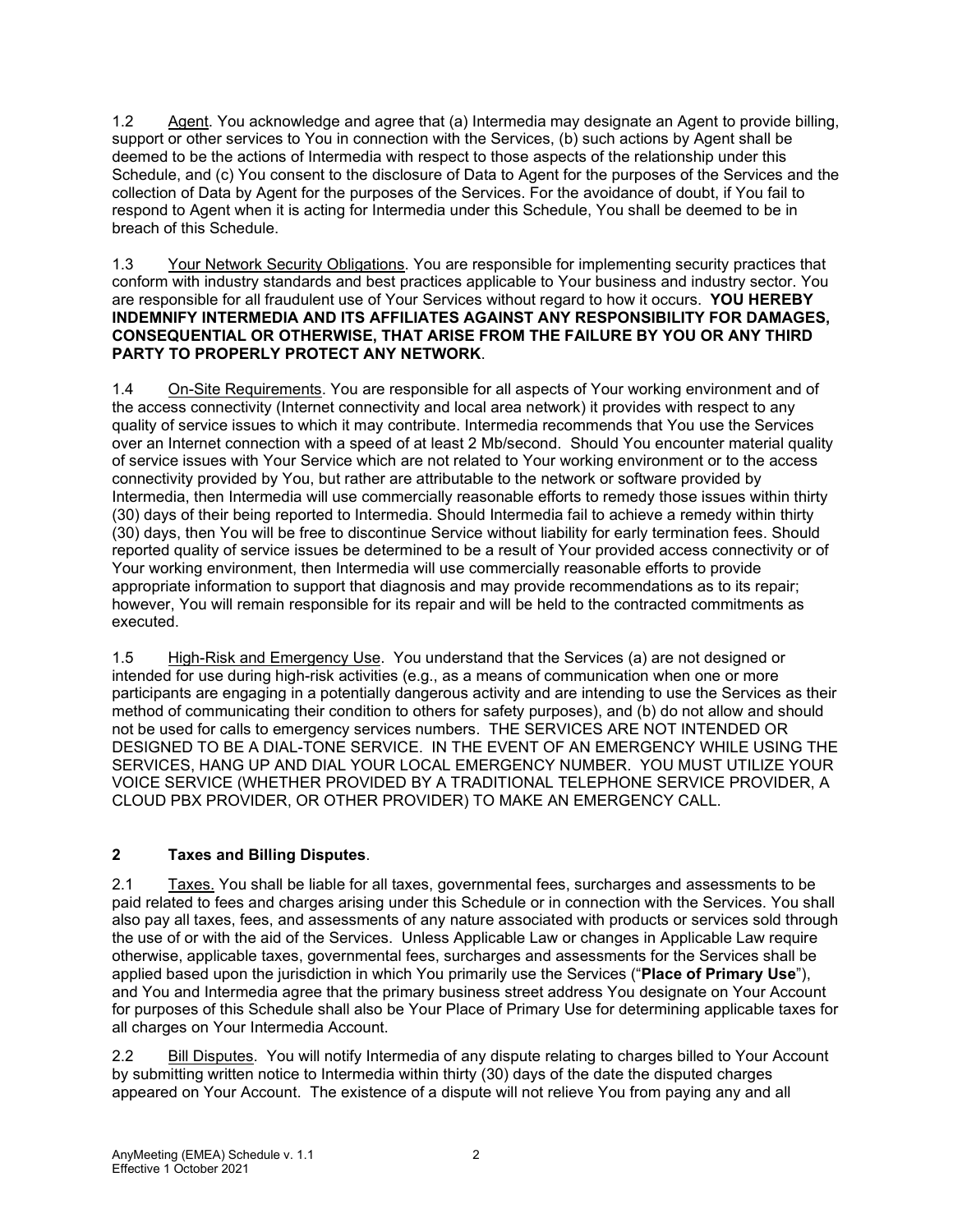1.2 Agent. You acknowledge and agree that (a) Intermedia may designate an Agent to provide billing, support or other services to You in connection with the Services, (b) such actions by Agent shall be deemed to be the actions of Intermedia with respect to those aspects of the relationship under this Schedule, and (c) You consent to the disclosure of Data to Agent for the purposes of the Services and the collection of Data by Agent for the purposes of the Services. For the avoidance of doubt, if You fail to respond to Agent when it is acting for Intermedia under this Schedule, You shall be deemed to be in breach of this Schedule.

1.3 Your Network Security Obligations. You are responsible for implementing security practices that conform with industry standards and best practices applicable to Your business and industry sector. You are responsible for all fraudulent use of Your Services without regard to how it occurs. **YOU HEREBY INDEMNIFY INTERMEDIA AND ITS AFFILIATES AGAINST ANY RESPONSIBILITY FOR DAMAGES, CONSEQUENTIAL OR OTHERWISE, THAT ARISE FROM THE FAILURE BY YOU OR ANY THIRD PARTY TO PROPERLY PROTECT ANY NETWORK**.

1.4 On-Site Requirements. You are responsible for all aspects of Your working environment and of the access connectivity (Internet connectivity and local area network) it provides with respect to any quality of service issues to which it may contribute. Intermedia recommends that You use the Services over an Internet connection with a speed of at least 2 Mb/second. Should You encounter material quality of service issues with Your Service which are not related to Your working environment or to the access connectivity provided by You, but rather are attributable to the network or software provided by Intermedia, then Intermedia will use commercially reasonable efforts to remedy those issues within thirty (30) days of their being reported to Intermedia. Should Intermedia fail to achieve a remedy within thirty (30) days, then You will be free to discontinue Service without liability for early termination fees. Should reported quality of service issues be determined to be a result of Your provided access connectivity or of Your working environment, then Intermedia will use commercially reasonable efforts to provide appropriate information to support that diagnosis and may provide recommendations as to its repair; however, You will remain responsible for its repair and will be held to the contracted commitments as executed.

1.5 High-Risk and Emergency Use. You understand that the Services (a) are not designed or intended for use during high-risk activities (e.g., as a means of communication when one or more participants are engaging in a potentially dangerous activity and are intending to use the Services as their method of communicating their condition to others for safety purposes), and (b) do not allow and should not be used for calls to emergency services numbers. THE SERVICES ARE NOT INTENDED OR DESIGNED TO BE A DIAL-TONE SERVICE. IN THE EVENT OF AN EMERGENCY WHILE USING THE SERVICES, HANG UP AND DIAL YOUR LOCAL EMERGENCY NUMBER. YOU MUST UTILIZE YOUR VOICE SERVICE (WHETHER PROVIDED BY A TRADITIONAL TELEPHONE SERVICE PROVIDER, A CLOUD PBX PROVIDER, OR OTHER PROVIDER) TO MAKE AN EMERGENCY CALL.

## 2 Taxes and Billing Disputes.

2.1 Taxes. You shall be liable for all taxes, governmental fees, surcharges and assessments to be paid related to fees and charges arising under this Schedule or in connection with the Services. You shall also pay all taxes, fees, and assessments of any nature associated with products or services sold through the use of or with the aid of the Services. Unless Applicable Law or changes in Applicable Law require otherwise, applicable taxes, governmental fees, surcharges and assessments for the Services shall be applied based upon the jurisdiction in which You primarily use the Services ("**Place of Primary Use**"), and You and Intermedia agree that the primary business street address You designate on Your Account for purposes of this Schedule shall also be Your Place of Primary Use for determining applicable taxes for all charges on Your Intermedia Account.

2.2 Bill Disputes. You will notify Intermedia of any dispute relating to charges billed to Your Account by submitting written notice to Intermedia within thirty (30) days of the date the disputed charges appeared on Your Account. The existence of a dispute will not relieve You from paying any and all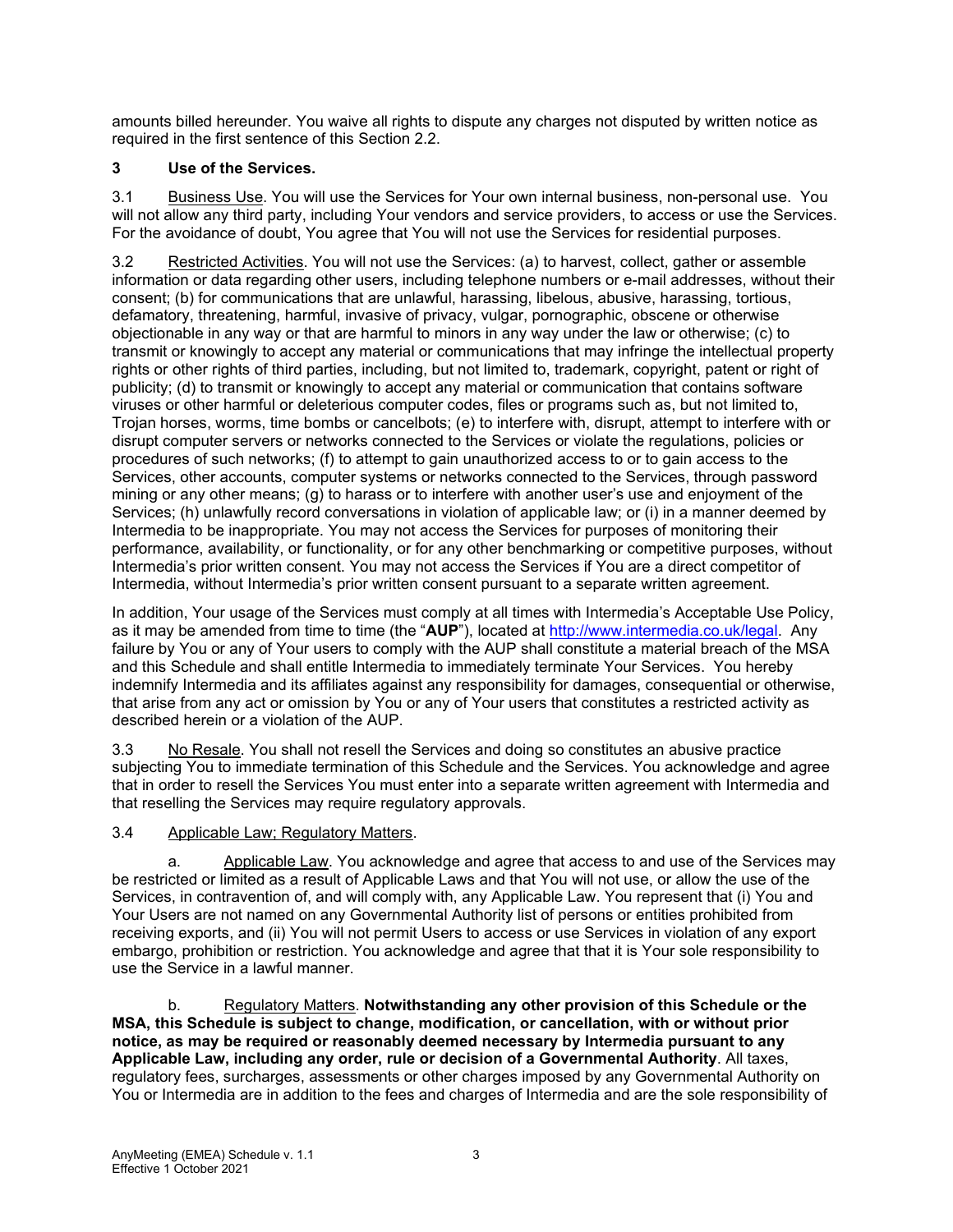amounts billed hereunder. You waive all rights to dispute any charges not disputed by written notice as required in the first sentence of this Section 2.2.

## 3 Use of the Services.

3.1 Business Use. You will use the Services for Your own internal business, non-personal use. You will not allow any third party, including Your vendors and service providers, to access or use the Services. For the avoidance of doubt, You agree that You will not use the Services for residential purposes.

3.2 Restricted Activities. You will not use the Services: (a) to harvest, collect, gather or assemble information or data regarding other users, including telephone numbers or e-mail addresses, without their consent; (b) for communications that are unlawful, harassing, libelous, abusive, harassing, tortious, defamatory, threatening, harmful, invasive of privacy, vulgar, pornographic, obscene or otherwise objectionable in any way or that are harmful to minors in any way under the law or otherwise; (c) to transmit or knowingly to accept any material or communications that may infringe the intellectual property rights or other rights of third parties, including, but not limited to, trademark, copyright, patent or right of publicity; (d) to transmit or knowingly to accept any material or communication that contains software viruses or other harmful or deleterious computer codes, files or programs such as, but not limited to, Trojan horses, worms, time bombs or cancelbots; (e) to interfere with, disrupt, attempt to interfere with or disrupt computer servers or networks connected to the Services or violate the regulations, policies or procedures of such networks; (f) to attempt to gain unauthorized access to or to gain access to the Services, other accounts, computer systems or networks connected to the Services, through password mining or any other means; (g) to harass or to interfere with another user's use and enjoyment of the Services; (h) unlawfully record conversations in violation of applicable law; or (i) in a manner deemed by Intermedia to be inappropriate. You may not access the Services for purposes of monitoring their performance, availability, or functionality, or for any other benchmarking or competitive purposes, without Intermedia's prior written consent. You may not access the Services if You are a direct competitor of Intermedia, without Intermedia's prior written consent pursuant to a separate written agreement.

In addition, Your usage of the Services must comply at all times with Intermedia's Acceptable Use Policy, as it may be amended from time to time (the "**AUP**"), located at http://www.intermedia.co.uk/legal. Any failure by You or any of Your users to comply with the AUP shall constitute a material breach of the MSA and this Schedule and shall entitle Intermedia to immediately terminate Your Services. You hereby indemnify Intermedia and its affiliates against any responsibility for damages, consequential or otherwise, that arise from any act or omission by You or any of Your users that constitutes a restricted activity as described herein or a violation of the AUP.

3.3 No Resale. You shall not resell the Services and doing so constitutes an abusive practice subjecting You to immediate termination of this Schedule and the Services. You acknowledge and agree that in order to resell the Services You must enter into a separate written agreement with Intermedia and that reselling the Services may require regulatory approvals.

3.4 Applicable Law; Regulatory Matters.

a. Applicable Law. You acknowledge and agree that access to and use of the Services may be restricted or limited as a result of Applicable Laws and that You will not use, or allow the use of the Services, in contravention of, and will comply with, any Applicable Law. You represent that (i) You and Your Users are not named on any Governmental Authority list of persons or entities prohibited from receiving exports, and (ii) You will not permit Users to access or use Services in violation of any export embargo, prohibition or restriction. You acknowledge and agree that that it is Your sole responsibility to use the Service in a lawful manner.

b. Regulatory Matters. **Notwithstanding any other provision of this Schedule or the MSA, this Schedule is subject to change, modification, or cancellation, with or without prior notice, as may be required or reasonably deemed necessary by Intermedia pursuant to any Applicable Law, including any order, rule or decision of a Governmental Authority**. All taxes, regulatory fees, surcharges, assessments or other charges imposed by any Governmental Authority on You or Intermedia are in addition to the fees and charges of Intermedia and are the sole responsibility of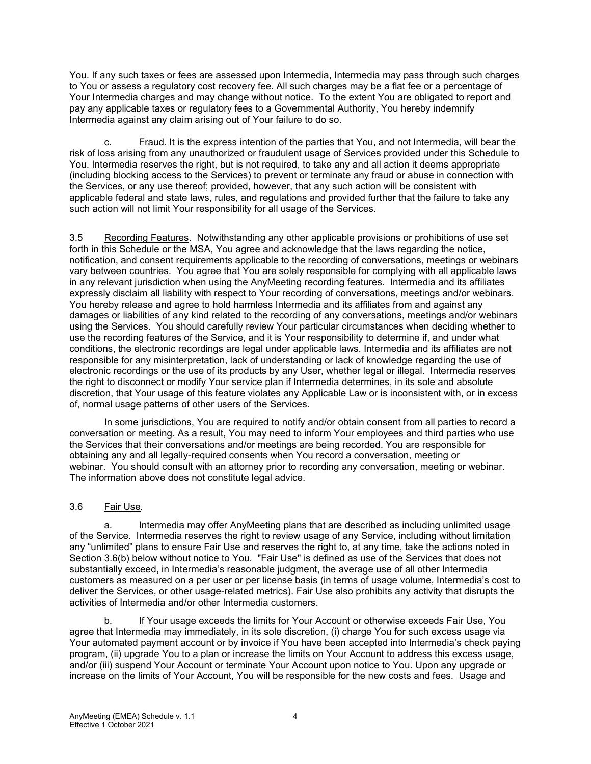You. If any such taxes or fees are assessed upon Intermedia, Intermedia may pass through such charges to You or assess a regulatory cost recovery fee. All such charges may be a flat fee or a percentage of Your Intermedia charges and may change without notice. To the extent You are obligated to report and pay any applicable taxes or regulatory fees to a Governmental Authority, You hereby indemnify Intermedia against any claim arising out of Your failure to do so.

c. Fraud. It is the express intention of the parties that You, and not Intermedia, will bear the risk of loss arising from any unauthorized or fraudulent usage of Services provided under this Schedule to You. Intermedia reserves the right, but is not required, to take any and all action it deems appropriate (including blocking access to the Services) to prevent or terminate any fraud or abuse in connection with the Services, or any use thereof; provided, however, that any such action will be consistent with applicable federal and state laws, rules, and regulations and provided further that the failure to take any such action will not limit Your responsibility for all usage of the Services.

3.5 Recording Features. Notwithstanding any other applicable provisions or prohibitions of use set forth in this Schedule or the MSA, You agree and acknowledge that the laws regarding the notice, notification, and consent requirements applicable to the recording of conversations, meetings or webinars vary between countries. You agree that You are solely responsible for complying with all applicable laws in any relevant jurisdiction when using the AnyMeeting recording features. Intermedia and its affiliates expressly disclaim all liability with respect to Your recording of conversations, meetings and/or webinars. You hereby release and agree to hold harmless Intermedia and its affiliates from and against any damages or liabilities of any kind related to the recording of any conversations, meetings and/or webinars using the Services. You should carefully review Your particular circumstances when deciding whether to use the recording features of the Service, and it is Your responsibility to determine if, and under what conditions, the electronic recordings are legal under applicable laws. Intermedia and its affiliates are not responsible for any misinterpretation, lack of understanding or lack of knowledge regarding the use of electronic recordings or the use of its products by any User, whether legal or illegal. Intermedia reserves the right to disconnect or modify Your service plan if Intermedia determines, in its sole and absolute discretion, that Your usage of this feature violates any Applicable Law or is inconsistent with, or in excess of, normal usage patterns of other users of the Services.

In some jurisdictions, You are required to notify and/or obtain consent from all parties to record a conversation or meeting. As a result, You may need to inform Your employees and third parties who use the Services that their conversations and/or meetings are being recorded. You are responsible for obtaining any and all legally-required consents when You record a conversation, meeting or webinar. You should consult with an attorney prior to recording any conversation, meeting or webinar. The information above does not constitute legal advice.

3.6 Fair Use.

a. Intermedia may offer AnyMeeting plans that are described as including unlimited usage of the Service. Intermedia reserves the right to review usage of any Service, including without limitation any "unlimited" plans to ensure Fair Use and reserves the right to, at any time, take the actions noted in Section 3.6(b) below without notice to You. "Fair Use" is defined as use of the Services that does not substantially exceed, in Intermedia's reasonable judgment, the average use of all other Intermedia customers as measured on a per user or per license basis (in terms of usage volume, Intermedia's cost to deliver the Services, or other usage-related metrics). Fair Use also prohibits any activity that disrupts the activities of Intermedia and/or other Intermedia customers.

b. If Your usage exceeds the limits for Your Account or otherwise exceeds Fair Use, You agree that Intermedia may immediately, in its sole discretion, (i) charge You for such excess usage via Your automated payment account or by invoice if You have been accepted into Intermedia's check paying program, (ii) upgrade You to a plan or increase the limits on Your Account to address this excess usage, and/or (iii) suspend Your Account or terminate Your Account upon notice to You. Upon any upgrade or increase on the limits of Your Account, You will be responsible for the new costs and fees. Usage and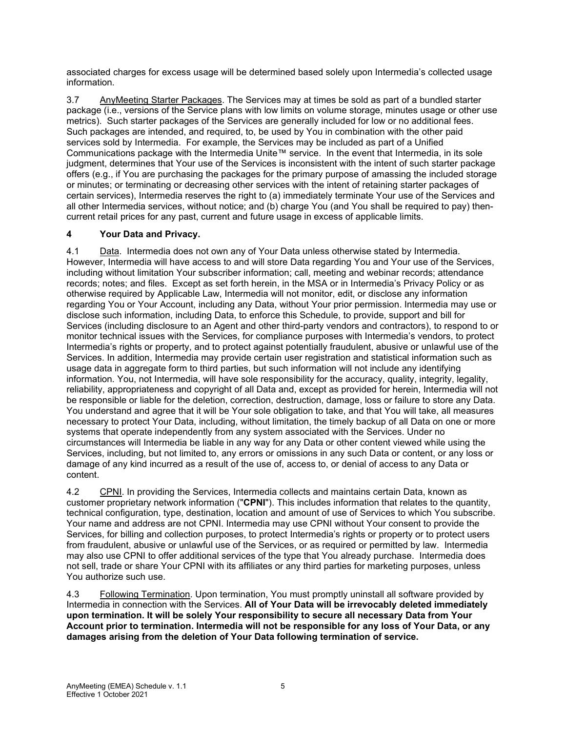associated charges for excess usage will be determined based solely upon Intermedia's collected usage information.

3.7 AnyMeeting Starter Packages. The Services may at times be sold as part of a bundled starter package (i.e., versions of the Service plans with low limits on volume storage, minutes usage or other use metrics). Such starter packages of the Services are generally included for low or no additional fees. Such packages are intended, and required, to, be used by You in combination with the other paid services sold by Intermedia. For example, the Services may be included as part of a Unified Communications package with the Intermedia Unite™ service. In the event that Intermedia, in its sole judgment, determines that Your use of the Services is inconsistent with the intent of such starter package offers (e.g., if You are purchasing the packages for the primary purpose of amassing the included storage or minutes; or terminating or decreasing other services with the intent of retaining starter packages of certain services), Intermedia reserves the right to (a) immediately terminate Your use of the Services and all other Intermedia services, without notice; and (b) charge You (and You shall be required to pay) then-current retail prices for any past, current and future usage in excess of applicable limits.

## 4 Your Data and Privacy.

4.1 Data. Intermedia does not own any of Your Data unless otherwise stated by Intermedia. However, Intermedia will have access to and will store Data regarding You and Your use of the Services, including without limitation Your subscriber information; call, meeting and webinar records; attendance records; notes; and files. Except as set forth herein, in the MSA or in Intermedia's Privacy Policy or as otherwise required by Applicable Law, Intermedia will not monitor, edit, or disclose any information regarding You or Your Account, including any Data, without Your prior permission. Intermedia may use or disclose such information, including Data, to enforce this Schedule, to provide, support and bill for Services (including disclosure to an Agent and other third-party vendors and contractors), to respond to or monitor technical issues with the Services, for compliance purposes with Intermedia's vendors, to protect Intermedia's rights or property, and to protect against potentially fraudulent, abusive or unlawful use of the Services. In addition, Intermedia may provide certain user registration and statistical information such as usage data in aggregate form to third parties, but such information will not include any identifying information. You, not Intermedia, will have sole responsibility for the accuracy, quality, integrity, legality, reliability, appropriateness and copyright of all Data and, except as provided for herein, Intermedia will not be responsible or liable for the deletion, correction, destruction, damage, loss or failure to store any Data. You understand and agree that it will be Your sole obligation to take, and that You will take, all measures necessary to protect Your Data, including, without limitation, the timely backup of all Data on one or more systems that operate independently from any system associated with the Services. Under no circumstances will Intermedia be liable in any way for any Data or other content viewed while using the Services, including, but not limited to, any errors or omissions in any such Data or content, or any loss or damage of any kind incurred as a result of the use of, access to, or denial of access to any Data or content.

4.2 CPNI. In providing the Services, Intermedia collects and maintains certain Data, known as customer proprietary network information ("**CPNI**"). This includes information that relates to the quantity, technical configuration, type, destination, location and amount of use of Services to which You subscribe. Your name and address are not CPNI. Intermedia may use CPNI without Your consent to provide the Services, for billing and collection purposes, to protect Intermedia's rights or property or to protect users from fraudulent, abusive or unlawful use of the Services, or as required or permitted by law. Intermedia may also use CPNI to offer additional services of the type that You already purchase. Intermedia does not sell, trade or share Your CPNI with its affiliates or any third parties for marketing purposes, unless You authorize such use.

4.3 Following Termination. Upon termination, You must promptly uninstall all software provided by Intermedia in connection with the Services. **All of Your Data will be irrevocably deleted immediately upon termination. It will be solely Your responsibility to secure all necessary Data from Your Account prior to termination. Intermedia will not be responsible for any loss of Your Data, or any damages arising from the deletion of Your Data following termination of service.**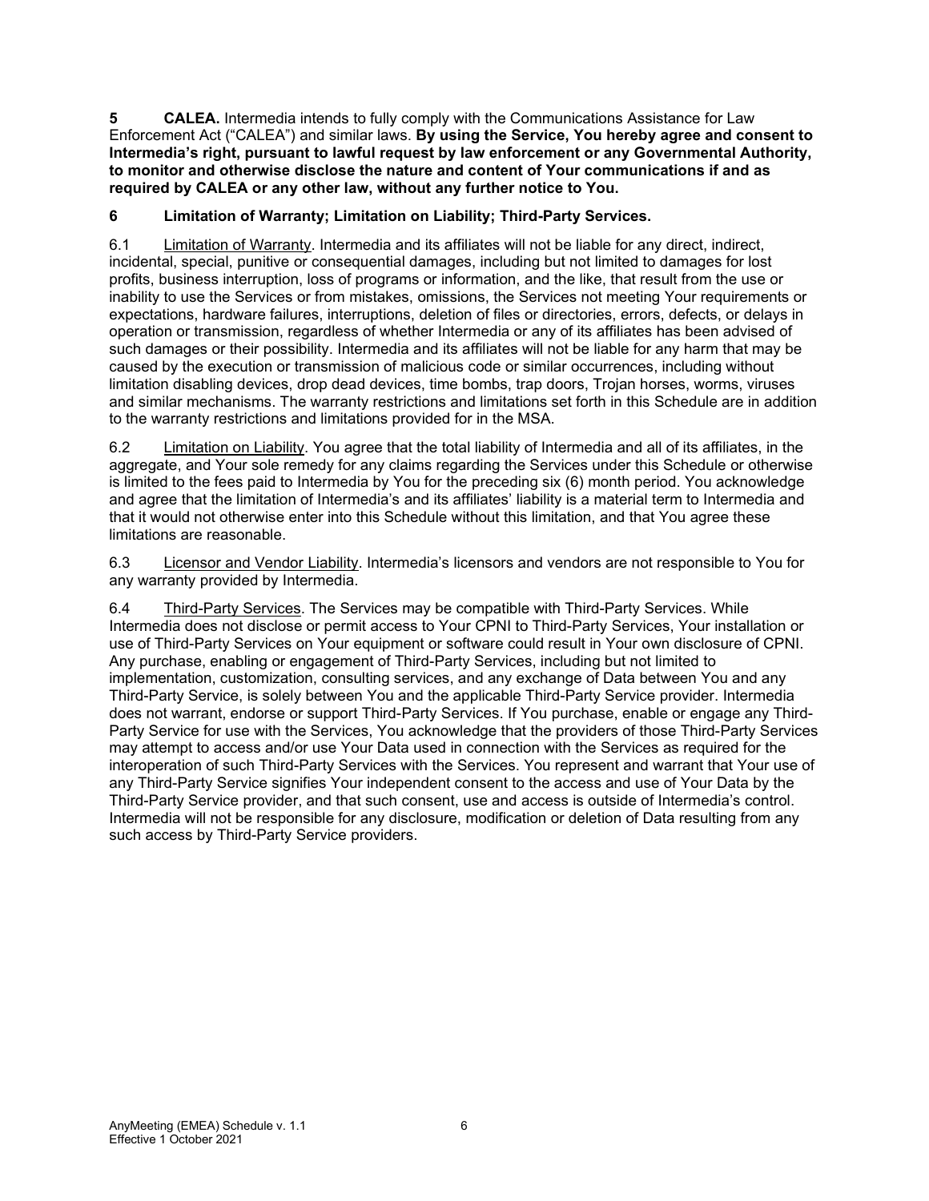**5 CALEA.** Intermedia intends to fully comply with the Communications Assistance for Law Enforcement Act ("CALEA") and similar laws. **By using the Service, You hereby agree and consent to Intermedia's right, pursuant to lawful request by law enforcement or any Governmental Authority, to monitor and otherwise disclose the nature and content of Your communications if and as required by CALEA or any other law, without any further notice to You.**

**6 Limitation of Warranty; Limitation on Liability; Third-Party Services.**

6.1 Limitation of Warranty. Intermedia and its affiliates will not be liable for any direct, indirect, incidental, special, punitive or consequential damages, including but not limited to damages for lost profits, business interruption, loss of programs or information, and the like, that result from the use or inability to use the Services or from mistakes, omissions, the Services not meeting Your requirements or expectations, hardware failures, interruptions, deletion of files or directories, errors, defects, or delays in operation or transmission, regardless of whether Intermedia or any of its affiliates has been advised of such damages or their possibility. Intermedia and its affiliates will not be liable for any harm that may be caused by the execution or transmission of malicious code or similar occurrences, including without limitation disabling devices, drop dead devices, time bombs, trap doors, Trojan horses, worms, viruses and similar mechanisms. The warranty restrictions and limitations set forth in this Schedule are in addition to the warranty restrictions and limitations provided for in the MSA.

6.2 Limitation on Liability. You agree that the total liability of Intermedia and all of its affiliates, in the aggregate, and Your sole remedy for any claims regarding the Services under this Schedule or otherwise is limited to the fees paid to Intermedia by You for the preceding six (6) month period. You acknowledge and agree that the limitation of Intermedia's and its affiliates' liability is a material term to Intermedia and that it would not otherwise enter into this Schedule without this limitation, and that You agree these limitations are reasonable.

6.3 Licensor and Vendor Liability. Intermedia's licensors and vendors are not responsible to You for any warranty provided by Intermedia.

6.4 Third-Party Services. The Services may be compatible with Third-Party Services. While Intermedia does not disclose or permit access to Your CPNI to Third-Party Services, Your installation or use of Third-Party Services on Your equipment or software could result in Your own disclosure of CPNI. Any purchase, enabling or engagement of Third-Party Services, including but not limited to implementation, customization, consulting services, and any exchange of Data between You and any Third-Party Service, is solely between You and the applicable Third-Party Service provider. Intermedia does not warrant, endorse or support Third-Party Services. If You purchase, enable or engage any Third-Party Service for use with the Services, You acknowledge that the providers of those Third-Party Services may attempt to access and/or use Your Data used in connection with the Services as required for the interoperation of such Third-Party Services with the Services. You represent and warrant that Your use of any Third-Party Service signifies Your independent consent to the access and use of Your Data by the Third-Party Service provider, and that such consent, use and access is outside of Intermedia's control. Intermedia will not be responsible for any disclosure, modification or deletion of Data resulting from any such access by Third-Party Service providers.